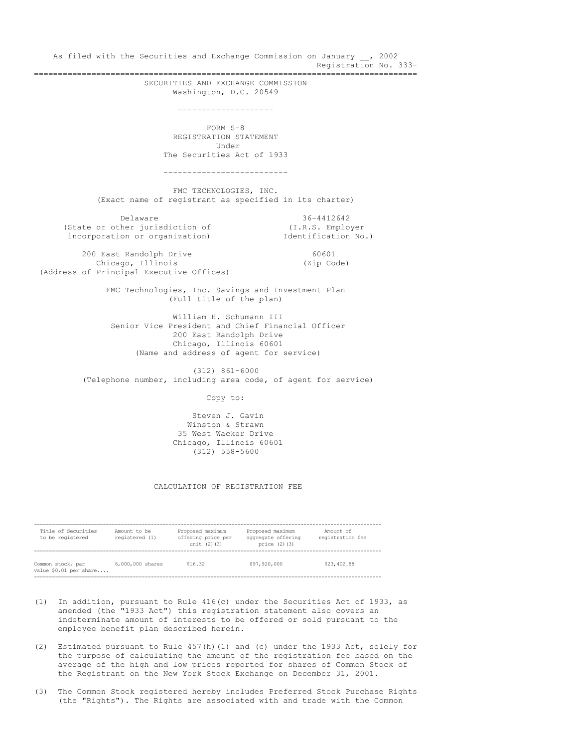As filed with the Securities and Exchange Commission on January __, 2002

Registration No. 333-

---

SECURITIES AND EXCHANGE COMMISSION
Washington, D.C. 20549

---

FORM S-8
REGISTRATION STATEMENT
Under
The Securities Act of 1933

---

FMC TECHNOLOGIES, INC.
(Exact name of registrant as specified in its charter)

| Delaware | 36-4412642 |
|---|---|
| (State or other jurisdiction of incorporation or organization) | (I.R.S. Employer Identification No.) |

| 200 East Randolph Drive Chicago, Illinois | 60601 |
|---|---|
| (Address of Principal Executive Offices) | (Zip Code) |

FMC Technologies, Inc. Savings and Investment Plan
(Full title of the plan)

William H. Schumann III
Senior Vice President and Chief Financial Officer
200 East Randolph Drive
Chicago, Illinois 60601
(Name and address of agent for service)

(312) 861-6000
(Telephone number, including area code, of agent for service)

Copy to:

Steven J. Gavin
Winston & Strawn
35 West Wacker Drive
Chicago, Illinois 60601
(312) 558-5600

CALCULATION OF REGISTRATION FEE

| Title of Securities to be registered | Amount to be registered (1) | Proposed maximum offering price per unit (2)(3) | Proposed maximum aggregate offering price (2)(3) | Amount of registration fee |
|---|---|---|---|---|
| Common stock, par value $0.01 per share.... | 6,000,000 shares | $16.32 | $97,920,000 | $23,402.88 |

(1) In addition, pursuant to Rule 416(c) under the Securities Act of 1933, as amended (the "1933 Act") this registration statement also covers an indeterminate amount of interests to be offered or sold pursuant to the employee benefit plan described herein.

(2) Estimated pursuant to Rule 457(h)(1) and (c) under the 1933 Act, solely for the purpose of calculating the amount of the registration fee based on the average of the high and low prices reported for shares of Common Stock of the Registrant on the New York Stock Exchange on December 31, 2001.

(3) The Common Stock registered hereby includes Preferred Stock Purchase Rights (the "Rights"). The Rights are associated with and trade with the Common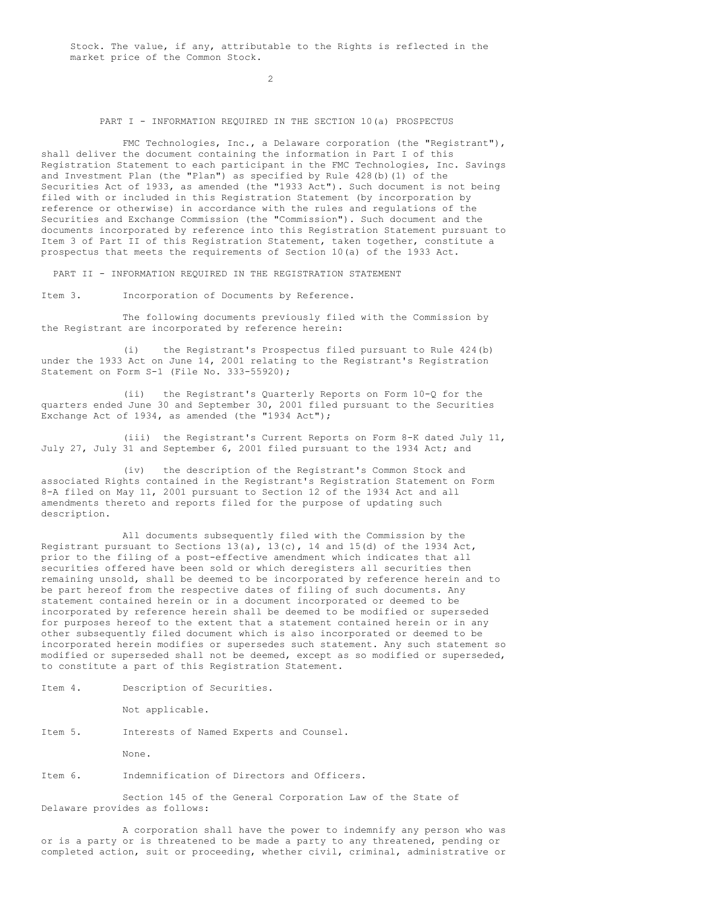Stock. The value, if any, attributable to the Rights is reflected in the market price of the Common Stock.

## PART I - INFORMATION REQUIRED IN THE SECTION 10(a) PROSPECTUS

FMC Technologies, Inc., a Delaware corporation (the "Registrant"), shall deliver the document containing the information in Part I of this Registration Statement to each participant in the FMC Technologies, Inc. Savings and Investment Plan (the "Plan") as specified by Rule 428(b)(1) of the Securities Act of 1933, as amended (the "1933 Act"). Such document is not being filed with or included in this Registration Statement (by incorporation by reference or otherwise) in accordance with the rules and regulations of the Securities and Exchange Commission (the "Commission"). Such document and the documents incorporated by reference into this Registration Statement pursuant to Item 3 of Part II of this Registration Statement, taken together, constitute a prospectus that meets the requirements of Section 10(a) of the 1933 Act.

## PART II - INFORMATION REQUIRED IN THE REGISTRATION STATEMENT

Item 3. Incorporation of Documents by Reference.

The following documents previously filed with the Commission by the Registrant are incorporated by reference herein:

(i) the Registrant's Prospectus filed pursuant to Rule 424(b) under the 1933 Act on June 14, 2001 relating to the Registrant's Registration Statement on Form S-1 (File No. 333-55920);

(ii) the Registrant's Quarterly Reports on Form 10-Q for the quarters ended June 30 and September 30, 2001 filed pursuant to the Securities Exchange Act of 1934, as amended (the "1934 Act");

(iii) the Registrant's Current Reports on Form 8-K dated July 11, July 27, July 31 and September 6, 2001 filed pursuant to the 1934 Act; and

(iv) the description of the Registrant's Common Stock and associated Rights contained in the Registrant's Registration Statement on Form 8-A filed on May 11, 2001 pursuant to Section 12 of the 1934 Act and all amendments thereto and reports filed for the purpose of updating such description.

All documents subsequently filed with the Commission by the Registrant pursuant to Sections 13(a), 13(c), 14 and 15(d) of the 1934 Act, prior to the filing of a post-effective amendment which indicates that all securities offered have been sold or which deregisters all securities then remaining unsold, shall be deemed to be incorporated by reference herein and to be part hereof from the respective dates of filing of such documents. Any statement contained herein or in a document incorporated or deemed to be incorporated by reference herein shall be deemed to be modified or superseded for purposes hereof to the extent that a statement contained herein or in any other subsequently filed document which is also incorporated or deemed to be incorporated herein modifies or supersedes such statement. Any such statement so modified or superseded shall not be deemed, except as so modified or superseded, to constitute a part of this Registration Statement.

Item 4. Description of Securities.

Not applicable.

Item 5. Interests of Named Experts and Counsel.

None.

Item 6. Indemnification of Directors and Officers.

Section 145 of the General Corporation Law of the State of Delaware provides as follows:

A corporation shall have the power to indemnify any person who was or is a party or is threatened to be made a party to any threatened, pending or completed action, suit or proceeding, whether civil, criminal, administrative or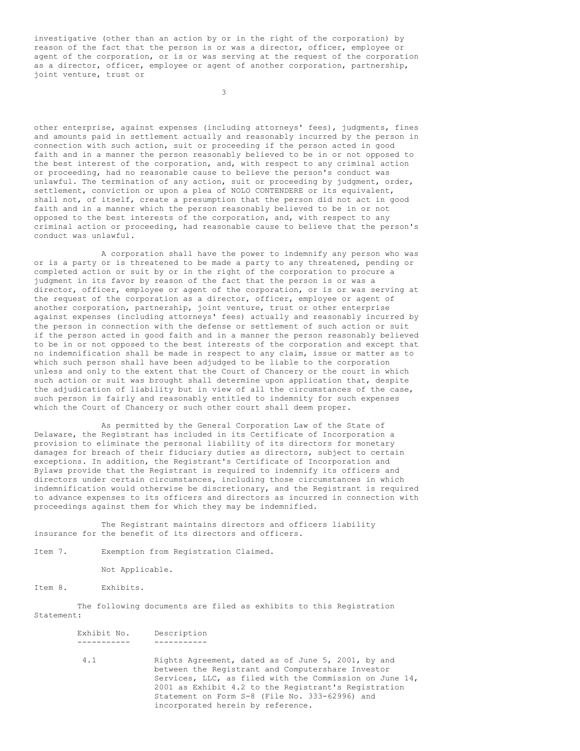investigative (other than an action by or in the right of the corporation) by reason of the fact that the person is or was a director, officer, employee or agent of the corporation, or is or was serving at the request of the corporation as a director, officer, employee or agent of another corporation, partnership, joint venture, trust or other enterprise, against expenses (including attorneys' fees), judgments, fines and amounts paid in settlement actually and reasonably incurred by the person in connection with such action, suit or proceeding if the person acted in good faith and in a manner the person reasonably believed to be in or not opposed to the best interest of the corporation, and, with respect to any criminal action or proceeding, had no reasonable cause to believe the person's conduct was unlawful. The termination of any action, suit or proceeding by judgment, order, settlement, conviction or upon a plea of NOLO CONTENDERE or its equivalent, shall not, of itself, create a presumption that the person did not act in good faith and in a manner which the person reasonably believed to be in or not opposed to the best interests of the corporation, and, with respect to any criminal action or proceeding, had reasonable cause to believe that the person's conduct was unlawful.

A corporation shall have the power to indemnify any person who was or is a party or is threatened to be made a party to any threatened, pending or completed action or suit by or in the right of the corporation to procure a judgment in its favor by reason of the fact that the person is or was a director, officer, employee or agent of the corporation, or is or was serving at the request of the corporation as a director, officer, employee or agent of another corporation, partnership, joint venture, trust or other enterprise against expenses (including attorneys' fees) actually and reasonably incurred by the person in connection with the defense or settlement of such action or suit if the person acted in good faith and in a manner the person reasonably believed to be in or not opposed to the best interests of the corporation and except that no indemnification shall be made in respect to any claim, issue or matter as to which such person shall have been adjudged to be liable to the corporation unless and only to the extent that the Court of Chancery or the court in which such action or suit was brought shall determine upon application that, despite the adjudication of liability but in view of all the circumstances of the case, such person is fairly and reasonably entitled to indemnity for such expenses which the Court of Chancery or such other court shall deem proper.

As permitted by the General Corporation Law of the State of Delaware, the Registrant has included in its Certificate of Incorporation a provision to eliminate the personal liability of its directors for monetary damages for breach of their fiduciary duties as directors, subject to certain exceptions. In addition, the Registrant's Certificate of Incorporation and Bylaws provide that the Registrant is required to indemnify its officers and directors under certain circumstances, including those circumstances in which indemnification would otherwise be discretionary, and the Registrant is required to advance expenses to its officers and directors as incurred in connection with proceedings against them for which they may be indemnified.

The Registrant maintains directors and officers liability insurance for the benefit of its directors and officers.

Item 7. Exemption from Registration Claimed.

Not Applicable.

Item 8. Exhibits.

The following documents are filed as exhibits to this Registration Statement:

| Exhibit No. | Description |
|---|---|
| 4.1 | Rights Agreement, dated as of June 5, 2001, by and between the Registrant and Computershare Investor Services, LLC, as filed with the Commission on June 14, 2001 as Exhibit 4.2 to the Registrant's Registration Statement on Form S-8 (File No. 333-62996) and incorporated herein by reference. |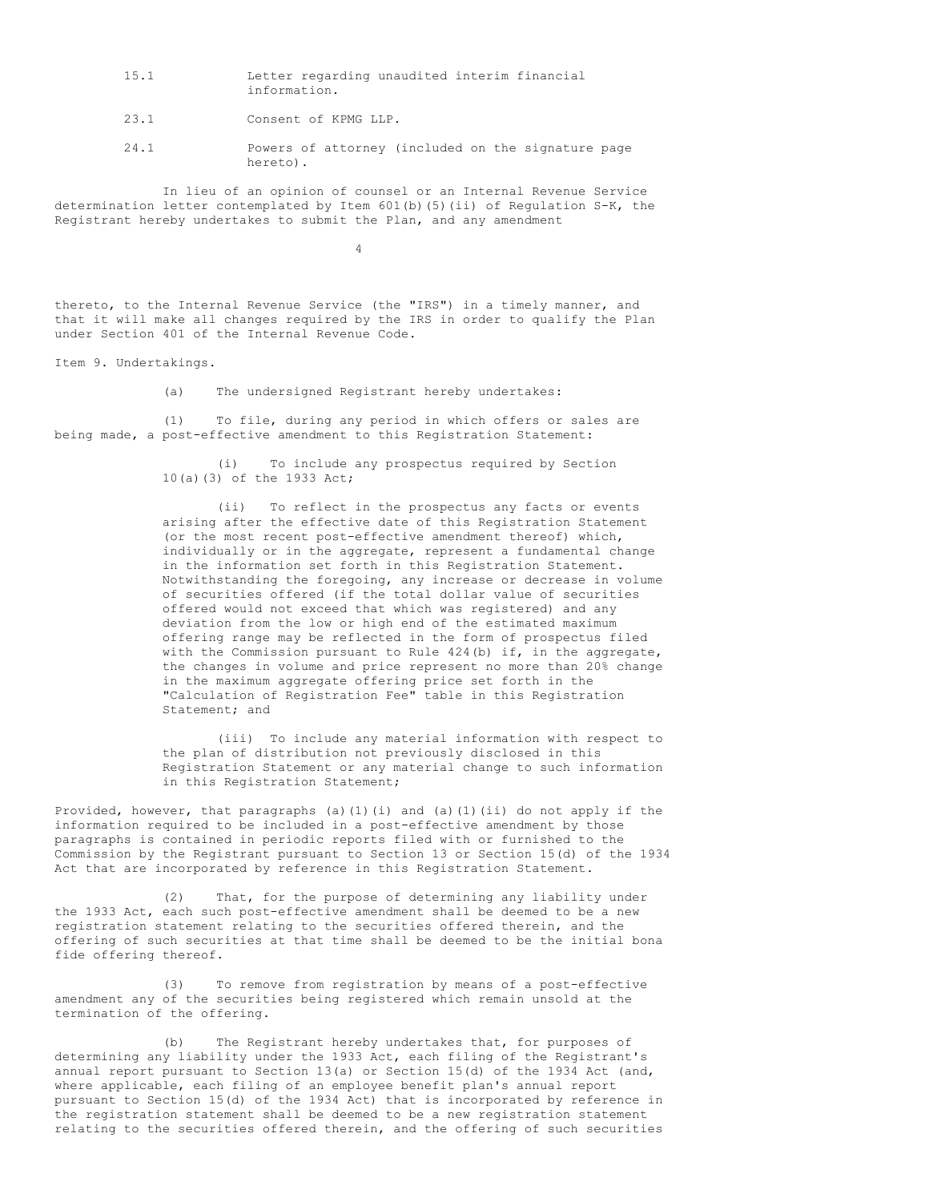| | |
|---|---|
| 15.1 | Letter regarding unaudited interim financial information. |
| 23.1 | Consent of KPMG LLP. |
| 24.1 | Powers of attorney (included on the signature page hereto). |

In lieu of an opinion of counsel or an Internal Revenue Service determination letter contemplated by Item 601(b)(5)(ii) of Regulation S-K, the Registrant hereby undertakes to submit the Plan, and any amendment thereto, to the Internal Revenue Service (the "IRS") in a timely manner, and that it will make all changes required by the IRS in order to qualify the Plan under Section 401 of the Internal Revenue Code.

Item 9. Undertakings.

(a) The undersigned Registrant hereby undertakes:

(1) To file, during any period in which offers or sales are being made, a post-effective amendment to this Registration Statement:

(i) To include any prospectus required by Section 10(a)(3) of the 1933 Act;

(ii) To reflect in the prospectus any facts or events arising after the effective date of this Registration Statement (or the most recent post-effective amendment thereof) which, individually or in the aggregate, represent a fundamental change in the information set forth in this Registration Statement. Notwithstanding the foregoing, any increase or decrease in volume of securities offered (if the total dollar value of securities offered would not exceed that which was registered) and any deviation from the low or high end of the estimated maximum offering range may be reflected in the form of prospectus filed with the Commission pursuant to Rule 424(b) if, in the aggregate, the changes in volume and price represent no more than 20% change in the maximum aggregate offering price set forth in the "Calculation of Registration Fee" table in this Registration Statement; and

(iii) To include any material information with respect to the plan of distribution not previously disclosed in this Registration Statement or any material change to such information in this Registration Statement;

Provided, however, that paragraphs (a)(1)(i) and (a)(1)(ii) do not apply if the information required to be included in a post-effective amendment by those paragraphs is contained in periodic reports filed with or furnished to the Commission by the Registrant pursuant to Section 13 or Section 15(d) of the 1934 Act that are incorporated by reference in this Registration Statement.

(2) That, for the purpose of determining any liability under the 1933 Act, each such post-effective amendment shall be deemed to be a new registration statement relating to the securities offered therein, and the offering of such securities at that time shall be deemed to be the initial bona fide offering thereof.

(3) To remove from registration by means of a post-effective amendment any of the securities being registered which remain unsold at the termination of the offering.

(b) The Registrant hereby undertakes that, for purposes of determining any liability under the 1933 Act, each filing of the Registrant's annual report pursuant to Section 13(a) or Section 15(d) of the 1934 Act (and, where applicable, each filing of an employee benefit plan's annual report pursuant to Section 15(d) of the 1934 Act) that is incorporated by reference in the registration statement shall be deemed to be a new registration statement relating to the securities offered therein, and the offering of such securities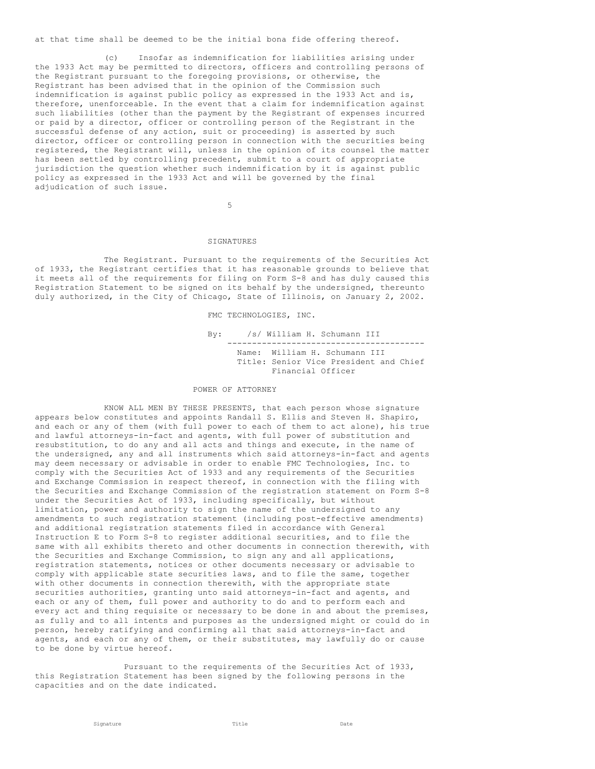at that time shall be deemed to be the initial bona fide offering thereof.

(c) Insofar as indemnification for liabilities arising under the 1933 Act may be permitted to directors, officers and controlling persons of the Registrant pursuant to the foregoing provisions, or otherwise, the Registrant has been advised that in the opinion of the Commission such indemnification is against public policy as expressed in the 1933 Act and is, therefore, unenforceable. In the event that a claim for indemnification against such liabilities (other than the payment by the Registrant of expenses incurred or paid by a director, officer or controlling person of the Registrant in the successful defense of any action, suit or proceeding) is asserted by such director, officer or controlling person in connection with the securities being registered, the Registrant will, unless in the opinion of its counsel the matter has been settled by controlling precedent, submit to a court of appropriate jurisdiction the question whether such indemnification by it is against public policy as expressed in the 1933 Act and will be governed by the final adjudication of such issue.

## SIGNATURES

The Registrant. Pursuant to the requirements of the Securities Act of 1933, the Registrant certifies that it has reasonable grounds to believe that it meets all of the requirements for filing on Form S-8 and has duly caused this Registration Statement to be signed on its behalf by the undersigned, thereunto duly authorized, in the City of Chicago, State of Illinois, on January 2, 2002.

FMC TECHNOLOGIES, INC.

By: /s/ William H. Schumann III

Name: William H. Schumann III
Title: Senior Vice President and Chief Financial Officer

## POWER OF ATTORNEY

KNOW ALL MEN BY THESE PRESENTS, that each person whose signature appears below constitutes and appoints Randall S. Ellis and Steven H. Shapiro, and each or any of them (with full power to each of them to act alone), his true and lawful attorneys-in-fact and agents, with full power of substitution and resubstitution, to do any and all acts and things and execute, in the name of the undersigned, any and all instruments which said attorneys-in-fact and agents may deem necessary or advisable in order to enable FMC Technologies, Inc. to comply with the Securities Act of 1933 and any requirements of the Securities and Exchange Commission in respect thereof, in connection with the filing with the Securities and Exchange Commission of the registration statement on Form S-8 under the Securities Act of 1933, including specifically, but without limitation, power and authority to sign the name of the undersigned to any amendments to such registration statement (including post-effective amendments) and additional registration statements filed in accordance with General Instruction E to Form S-8 to register additional securities, and to file the same with all exhibits thereto and other documents in connection therewith, with the Securities and Exchange Commission, to sign any and all applications, registration statements, notices or other documents necessary or advisable to comply with applicable state securities laws, and to file the same, together with other documents in connection therewith, with the appropriate state securities authorities, granting unto said attorneys-in-fact and agents, and each or any of them, full power and authority to do and to perform each and every act and thing requisite or necessary to be done in and about the premises, as fully and to all intents and purposes as the undersigned might or could do in person, hereby ratifying and confirming all that said attorneys-in-fact and agents, and each or any of them, or their substitutes, may lawfully do or cause to be done by virtue hereof.

Pursuant to the requirements of the Securities Act of 1933, this Registration Statement has been signed by the following persons in the capacities and on the date indicated.

| Signature | Title | Date |
|---|---|---|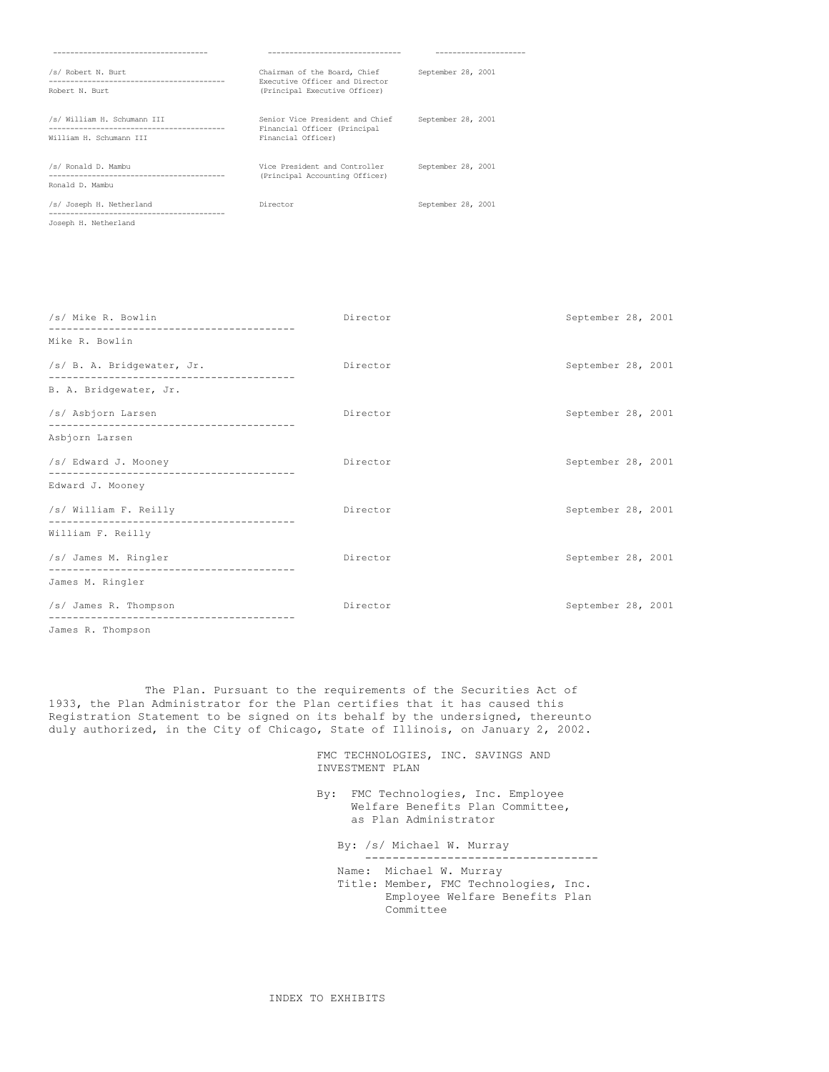| | | |
|---|---|---|
| /s/ Robert N. Burt<br>Robert N. Burt | Chairman of the Board, Chief Executive Officer and Director (Principal Executive Officer) | September 28, 2001 |
| /s/ William H. Schumann III<br>William H. Schumann III | Senior Vice President and Chief Financial Officer (Principal Financial Officer) | September 28, 2001 |
| /s/ Ronald D. Mambu<br>Ronald D. Mambu | Vice President and Controller (Principal Accounting Officer) | September 28, 2001 |
| /s/ Joseph H. Netherland<br>Joseph H. Netherland | Director | September 28, 2001 |
| /s/ Mike R. Bowlin<br>Mike R. Bowlin | Director | September 28, 2001 |
| /s/ B. A. Bridgewater, Jr.<br>B. A. Bridgewater, Jr. | Director | September 28, 2001 |
| /s/ Asbjorn Larsen<br>Asbjorn Larsen | Director | September 28, 2001 |
| /s/ Edward J. Mooney<br>Edward J. Mooney | Director | September 28, 2001 |
| /s/ William F. Reilly<br>William F. Reilly | Director | September 28, 2001 |
| /s/ James M. Ringler<br>James M. Ringler | Director | September 28, 2001 |
| /s/ James R. Thompson<br>James R. Thompson | Director | September 28, 2001 |

The Plan. Pursuant to the requirements of the Securities Act of 1933, the Plan Administrator for the Plan certifies that it has caused this Registration Statement to be signed on its behalf by the undersigned, thereunto duly authorized, in the City of Chicago, State of Illinois, on January 2, 2002.

FMC TECHNOLOGIES, INC. SAVINGS AND INVESTMENT PLAN

By: FMC Technologies, Inc. Employee Welfare Benefits Plan Committee, as Plan Administrator

By: /s/ Michael W. Murray

Name: Michael W. Murray
Title: Member, FMC Technologies, Inc. Employee Welfare Benefits Plan Committee

INDEX TO EXHIBITS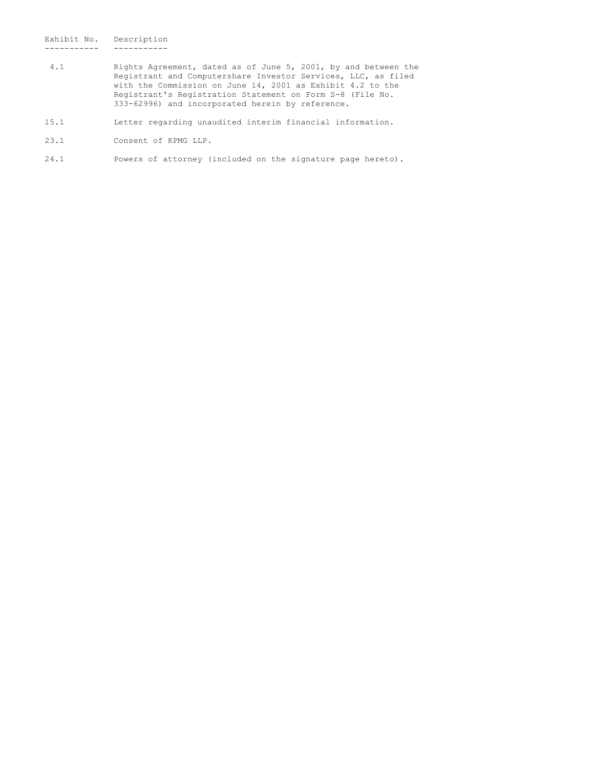| Exhibit No. | Description |
|---|---|
| 4.1 | Rights Agreement, dated as of June 5, 2001, by and between the Registrant and Computershare Investor Services, LLC, as filed with the Commission on June 14, 2001 as Exhibit 4.2 to the Registrant's Registration Statement on Form S-8 (File No. 333-62996) and incorporated herein by reference. |
| 15.1 | Letter regarding unaudited interim financial information. |
| 23.1 | Consent of KPMG LLP. |
| 24.1 | Powers of attorney (included on the signature page hereto). |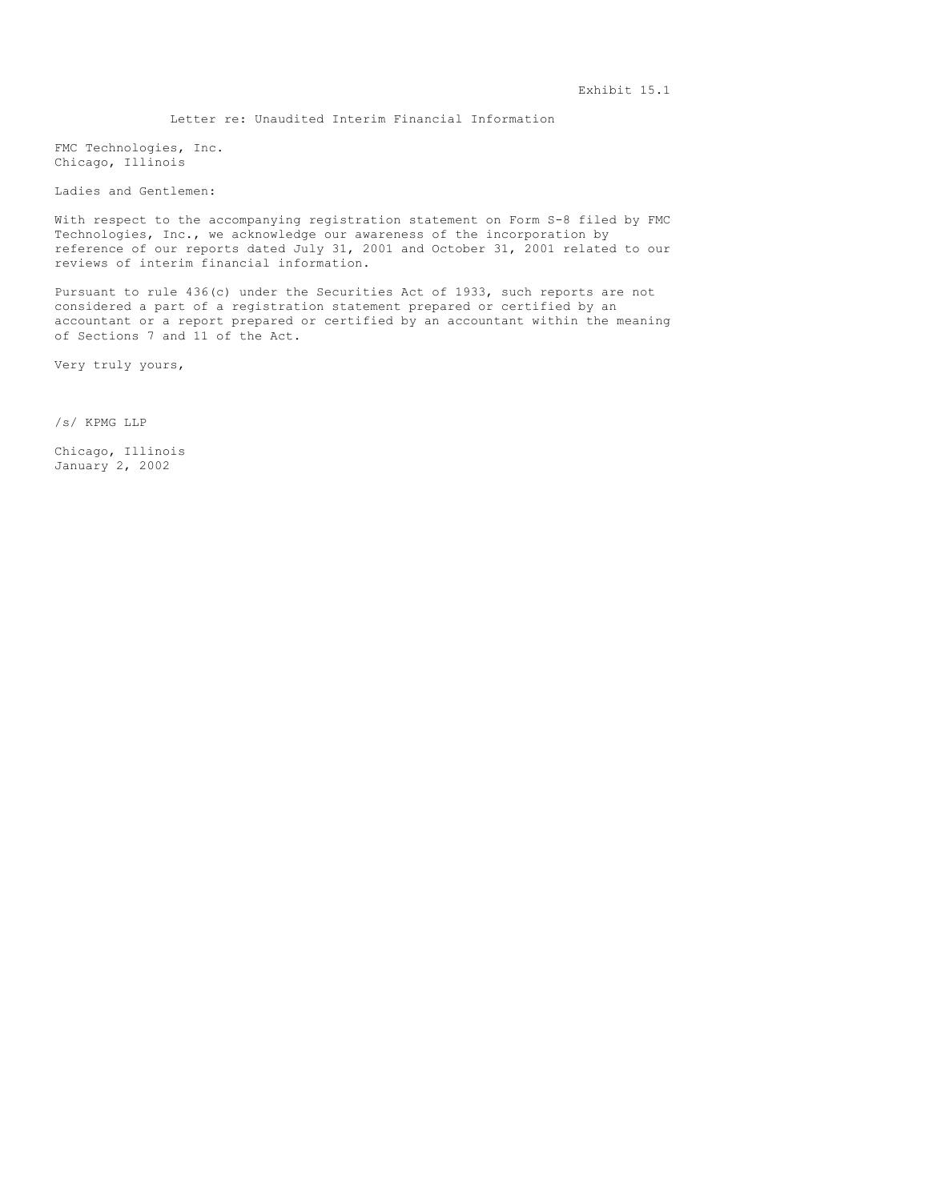Exhibit 15.1

Letter re: Unaudited Interim Financial Information

FMC Technologies, Inc.
Chicago, Illinois

Ladies and Gentlemen:

With respect to the accompanying registration statement on Form S-8 filed by FMC Technologies, Inc., we acknowledge our awareness of the incorporation by reference of our reports dated July 31, 2001 and October 31, 2001 related to our reviews of interim financial information.

Pursuant to rule 436(c) under the Securities Act of 1933, such reports are not considered a part of a registration statement prepared or certified by an accountant or a report prepared or certified by an accountant within the meaning of Sections 7 and 11 of the Act.

Very truly yours,

/s/ KPMG LLP

Chicago, Illinois
January 2, 2002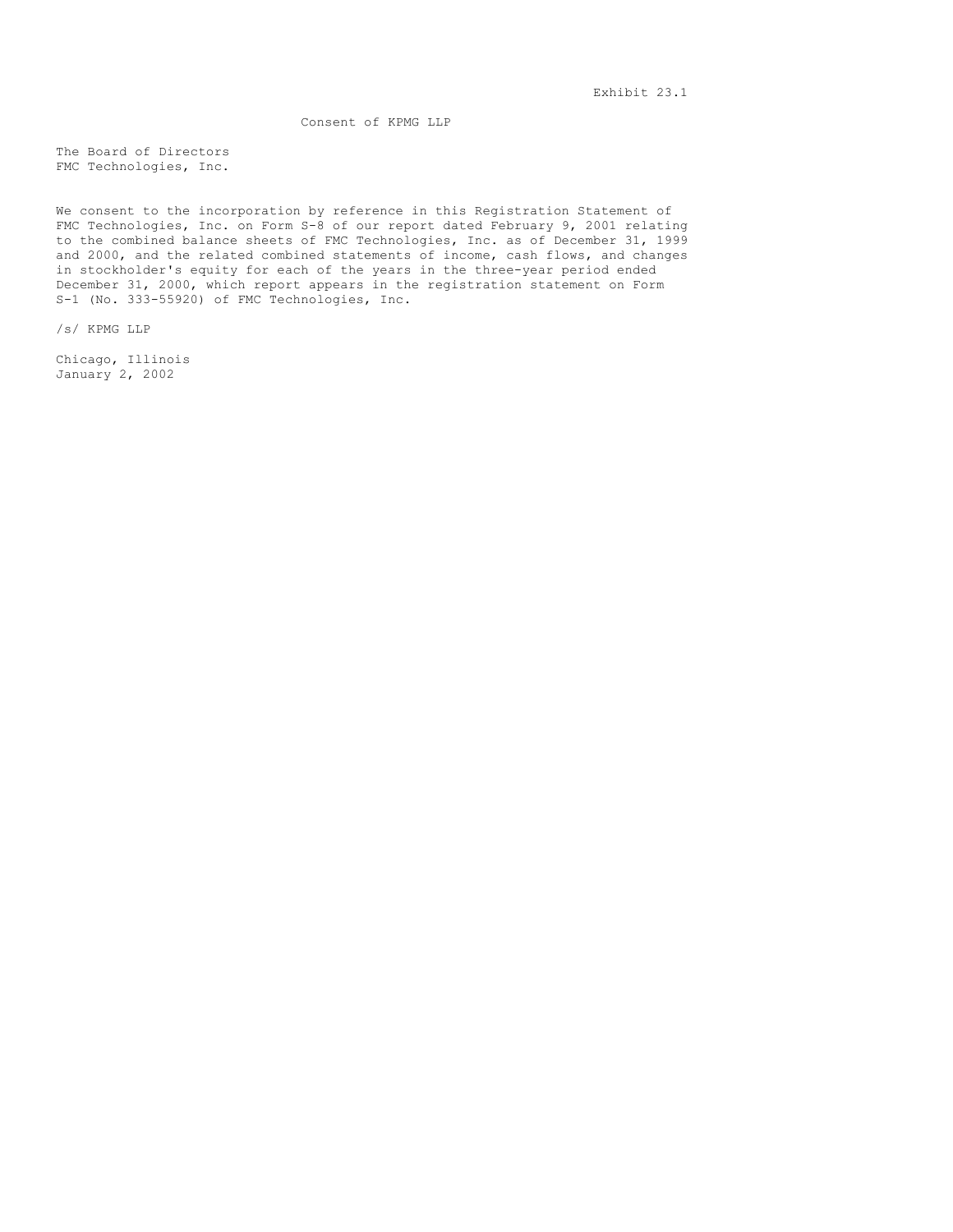Exhibit 23.1

# Consent of KPMG LLP

The Board of Directors
FMC Technologies, Inc.

We consent to the incorporation by reference in this Registration Statement of FMC Technologies, Inc. on Form S-8 of our report dated February 9, 2001 relating to the combined balance sheets of FMC Technologies, Inc. as of December 31, 1999 and 2000, and the related combined statements of income, cash flows, and changes in stockholder's equity for each of the years in the three-year period ended December 31, 2000, which report appears in the registration statement on Form S-1 (No. 333-55920) of FMC Technologies, Inc.

/s/ KPMG LLP

Chicago, Illinois
January 2, 2002